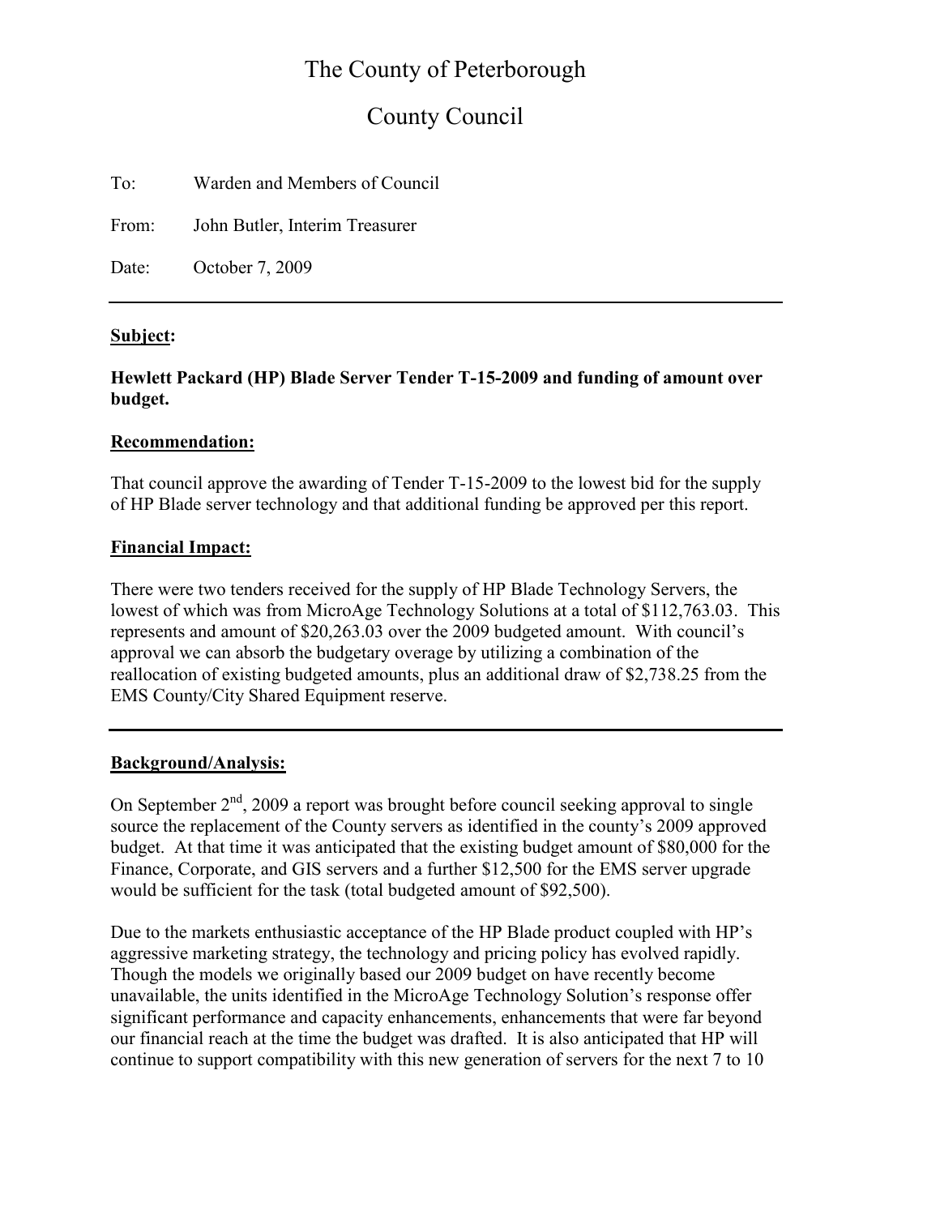# The County of Peterborough

## County Council

To: Warden and Members of Council

From: John Butler, Interim Treasurer

Date: October 7, 2009

---

**Subject:**

**Hewlett Packard (HP) Blade Server Tender T-15-2009 and funding of amount over budget.**

**Recommendation:**

That council approve the awarding of Tender T-15-2009 to the lowest bid for the supply of HP Blade server technology and that additional funding be approved per this report.

**Financial Impact:**

There were two tenders received for the supply of HP Blade Technology Servers, the lowest of which was from MicroAge Technology Solutions at a total of $112,763.03. This represents and amount of $20,263.03 over the 2009 budgeted amount. With council's approval we can absorb the budgetary overage by utilizing a combination of the reallocation of existing budgeted amounts, plus an additional draw of $2,738.25 from the EMS County/City Shared Equipment reserve.

---

**Background/Analysis:**

On September 2nd, 2009 a report was brought before council seeking approval to single source the replacement of the County servers as identified in the county's 2009 approved budget. At that time it was anticipated that the existing budget amount of $80,000 for the Finance, Corporate, and GIS servers and a further $12,500 for the EMS server upgrade would be sufficient for the task (total budgeted amount of $92,500).

Due to the markets enthusiastic acceptance of the HP Blade product coupled with HP's aggressive marketing strategy, the technology and pricing policy has evolved rapidly. Though the models we originally based our 2009 budget on have recently become unavailable, the units identified in the MicroAge Technology Solution's response offer significant performance and capacity enhancements, enhancements that were far beyond our financial reach at the time the budget was drafted. It is also anticipated that HP will continue to support compatibility with this new generation of servers for the next 7 to 10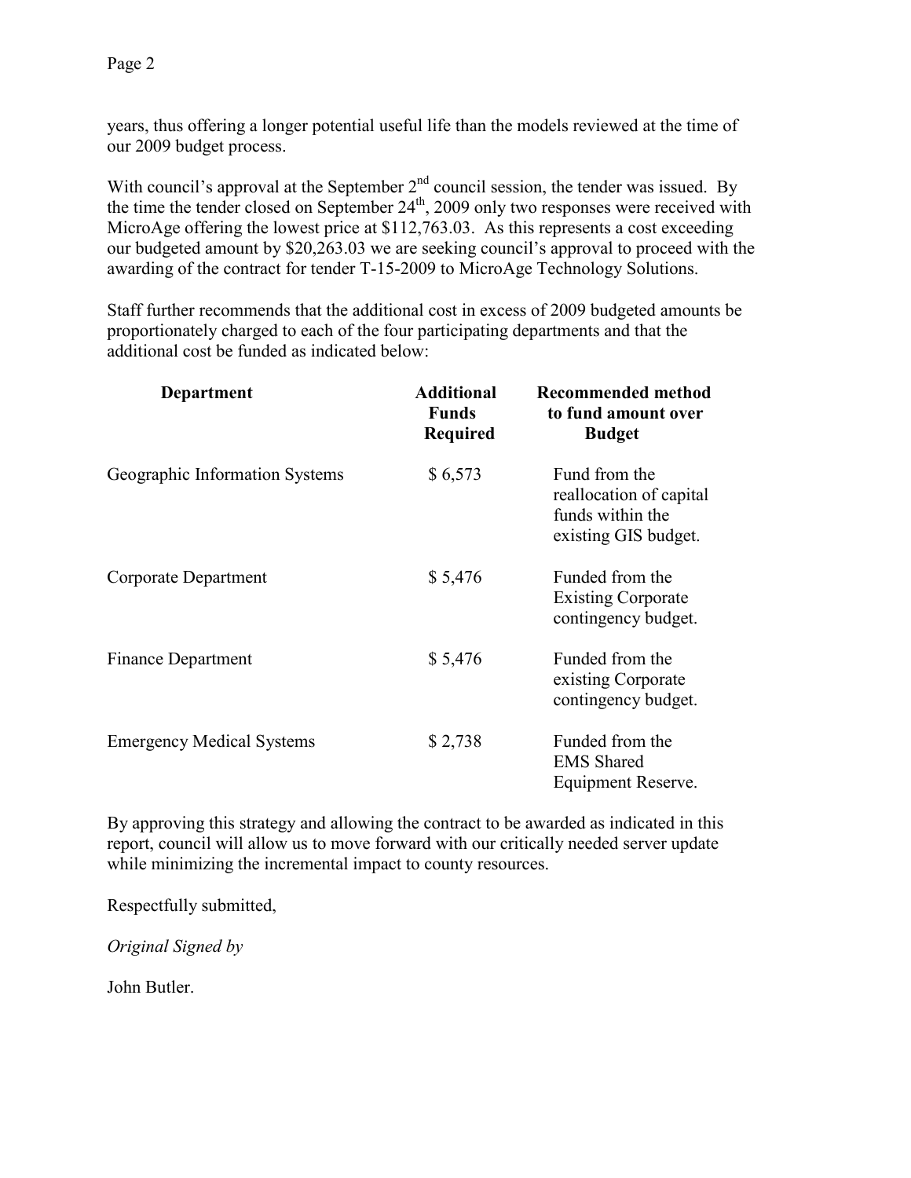years, thus offering a longer potential useful life than the models reviewed at the time of our 2009 budget process.

With council's approval at the September 2nd council session, the tender was issued. By the time the tender closed on September 24th, 2009 only two responses were received with MicroAge offering the lowest price at $112,763.03. As this represents a cost exceeding our budgeted amount by $20,263.03 we are seeking council's approval to proceed with the awarding of the contract for tender T-15-2009 to MicroAge Technology Solutions.

Staff further recommends that the additional cost in excess of 2009 budgeted amounts be proportionately charged to each of the four participating departments and that the additional cost be funded as indicated below:

| Department | Additional Funds Required | Recommended method to fund amount over Budget |
|---|---|---|
| Geographic Information Systems | $ 6,573 | Fund from the reallocation of capital funds within the existing GIS budget. |
| Corporate Department | $ 5,476 | Funded from the Existing Corporate contingency budget. |
| Finance Department | $ 5,476 | Funded from the existing Corporate contingency budget. |
| Emergency Medical Systems | $ 2,738 | Funded from the EMS Shared Equipment Reserve. |

By approving this strategy and allowing the contract to be awarded as indicated in this report, council will allow us to move forward with our critically needed server update while minimizing the incremental impact to county resources.

Respectfully submitted,

*Original Signed by*

John Butler.